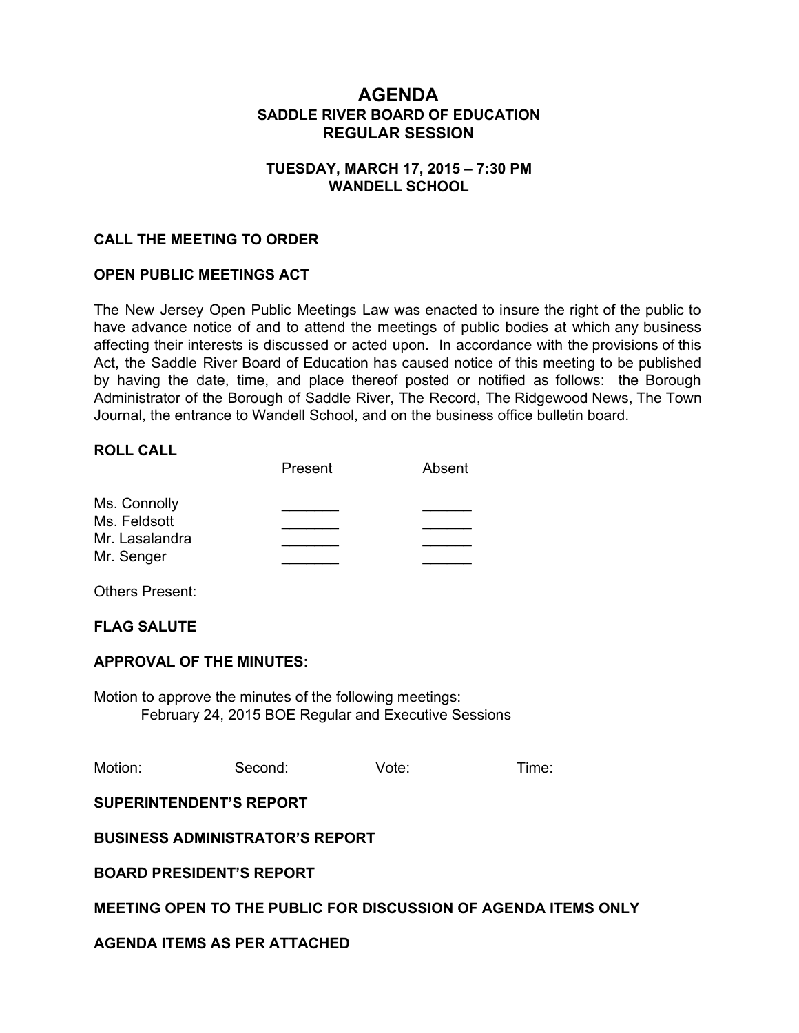# AGENDA

## SADDLE RIVER BOARD OF EDUCATION
## REGULAR SESSION

### TUESDAY, MARCH 17, 2015 – 7:30 PM
### WANDELL SCHOOL

**CALL THE MEETING TO ORDER**

**OPEN PUBLIC MEETINGS ACT**

The New Jersey Open Public Meetings Law was enacted to insure the right of the public to have advance notice of and to attend the meetings of public bodies at which any business affecting their interests is discussed or acted upon. In accordance with the provisions of this Act, the Saddle River Board of Education has caused notice of this meeting to be published by having the date, time, and place thereof posted or notified as follows: the Borough Administrator of the Borough of Saddle River, The Record, The Ridgewood News, The Town Journal, the entrance to Wandell School, and on the business office bulletin board.

**ROLL CALL**

| | Present | Absent |
|---|---|---|
| Ms. Connolly | _______ | ______ |
| Ms. Feldsott | _______ | ______ |
| Mr. Lasalandra | _______ | ______ |
| Mr. Senger | _______ | ______ |

Others Present:

**FLAG SALUTE**

**APPROVAL OF THE MINUTES:**

Motion to approve the minutes of the following meetings:

February 24, 2015 BOE Regular and Executive Sessions

Motion: Second: Vote: Time:

**SUPERINTENDENT'S REPORT**

**BUSINESS ADMINISTRATOR'S REPORT**

**BOARD PRESIDENT'S REPORT**

**MEETING OPEN TO THE PUBLIC FOR DISCUSSION OF AGENDA ITEMS ONLY**

**AGENDA ITEMS AS PER ATTACHED**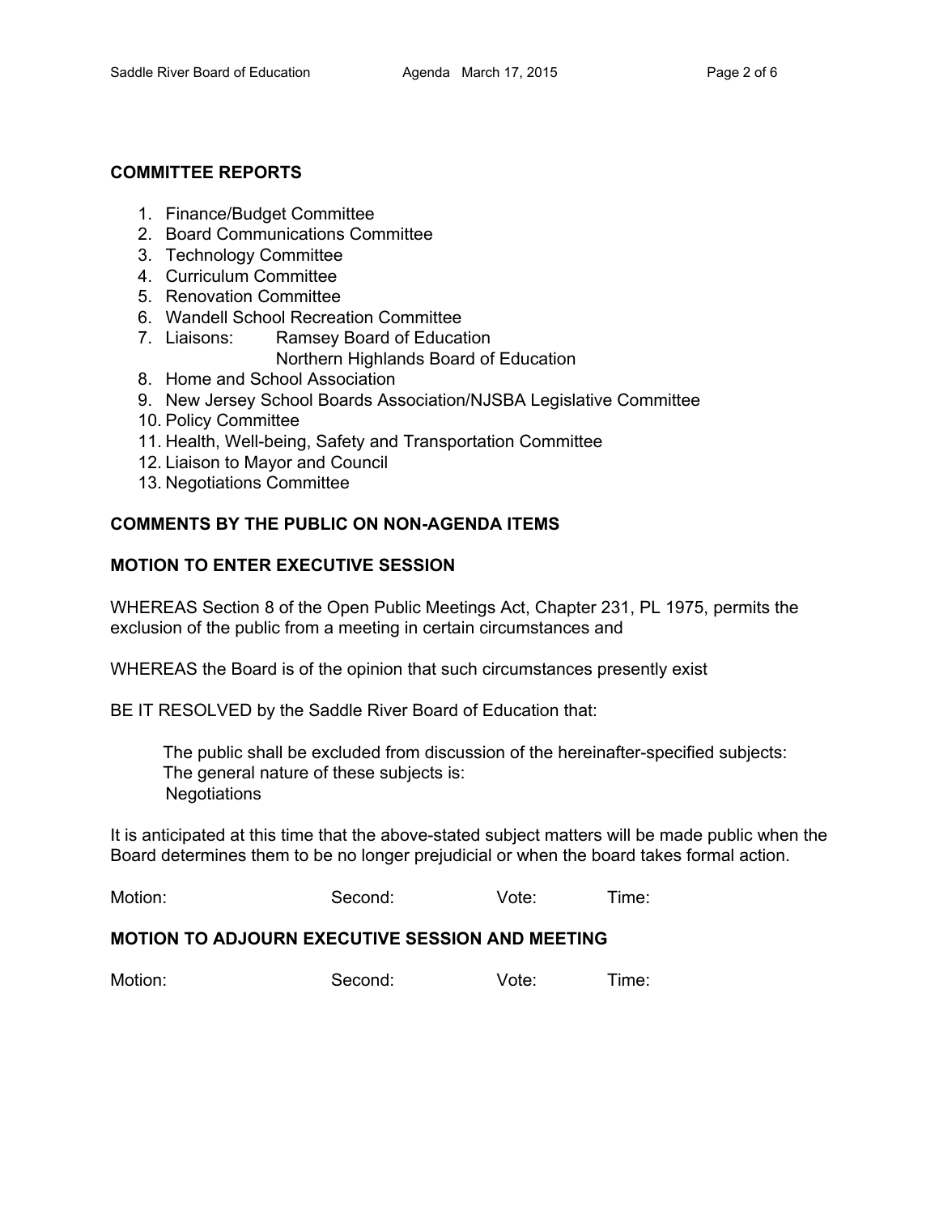## COMMITTEE REPORTS

1. Finance/Budget Committee
2. Board Communications Committee
3. Technology Committee
4. Curriculum Committee
5. Renovation Committee
6. Wandell School Recreation Committee
7. Liaisons: Ramsey Board of Education
   Northern Highlands Board of Education
8. Home and School Association
9. New Jersey School Boards Association/NJSBA Legislative Committee
10. Policy Committee
11. Health, Well-being, Safety and Transportation Committee
12. Liaison to Mayor and Council
13. Negotiations Committee

## COMMENTS BY THE PUBLIC ON NON-AGENDA ITEMS

## MOTION TO ENTER EXECUTIVE SESSION

WHEREAS Section 8 of the Open Public Meetings Act, Chapter 231, PL 1975, permits the exclusion of the public from a meeting in certain circumstances and

WHEREAS the Board is of the opinion that such circumstances presently exist

BE IT RESOLVED by the Saddle River Board of Education that:

> The public shall be excluded from discussion of the hereinafter-specified subjects:
> The general nature of these subjects is:
> Negotiations

It is anticipated at this time that the above-stated subject matters will be made public when the Board determines them to be no longer prejudicial or when the board takes formal action.

Motion: Second: Vote: Time:

## MOTION TO ADJOURN EXECUTIVE SESSION AND MEETING

Motion: Second: Vote: Time: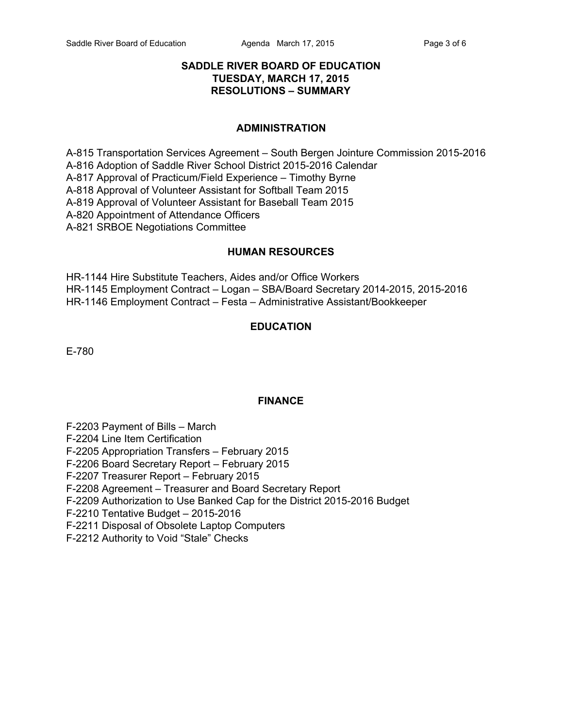# SADDLE RIVER BOARD OF EDUCATION
## TUESDAY, MARCH 17, 2015
## RESOLUTIONS – SUMMARY

### ADMINISTRATION

A-815 Transportation Services Agreement – South Bergen Jointure Commission 2015-2016
A-816 Adoption of Saddle River School District 2015-2016 Calendar
A-817 Approval of Practicum/Field Experience – Timothy Byrne
A-818 Approval of Volunteer Assistant for Softball Team 2015
A-819 Approval of Volunteer Assistant for Baseball Team 2015
A-820 Appointment of Attendance Officers
A-821 SRBOE Negotiations Committee

### HUMAN RESOURCES

HR-1144 Hire Substitute Teachers, Aides and/or Office Workers
HR-1145 Employment Contract – Logan – SBA/Board Secretary 2014-2015, 2015-2016
HR-1146 Employment Contract – Festa – Administrative Assistant/Bookkeeper

### EDUCATION

E-780

### FINANCE

F-2203 Payment of Bills – March
F-2204 Line Item Certification
F-2205 Appropriation Transfers – February 2015
F-2206 Board Secretary Report – February 2015
F-2207 Treasurer Report – February 2015
F-2208 Agreement – Treasurer and Board Secretary Report
F-2209 Authorization to Use Banked Cap for the District 2015-2016 Budget
F-2210 Tentative Budget – 2015-2016
F-2211 Disposal of Obsolete Laptop Computers
F-2212 Authority to Void “Stale” Checks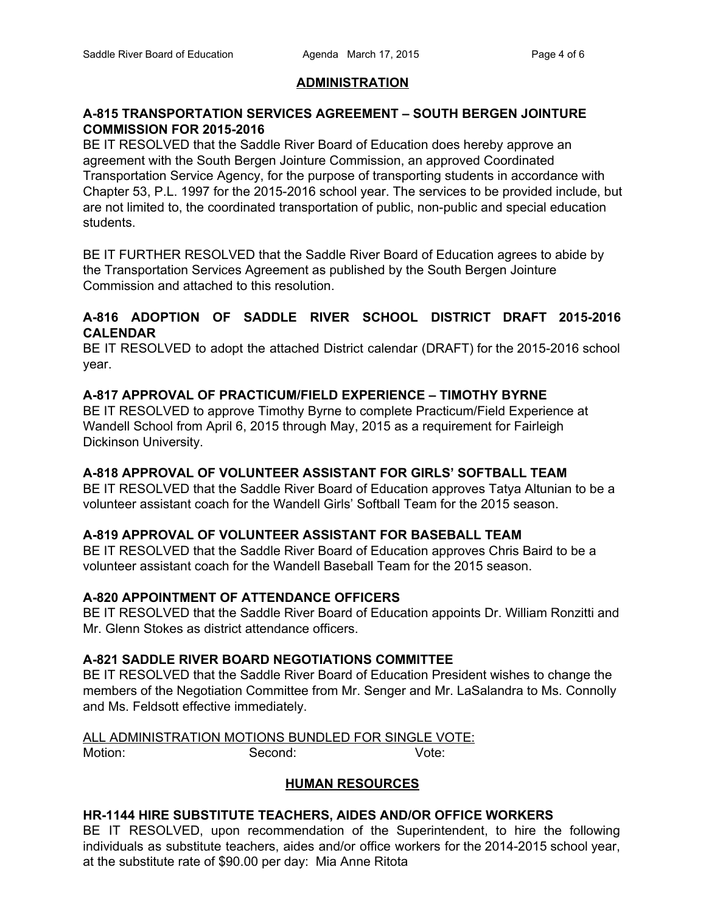## ADMINISTRATION

### A-815 TRANSPORTATION SERVICES AGREEMENT – SOUTH BERGEN JOINTURE COMMISSION FOR 2015-2016

BE IT RESOLVED that the Saddle River Board of Education does hereby approve an agreement with the South Bergen Jointure Commission, an approved Coordinated Transportation Service Agency, for the purpose of transporting students in accordance with Chapter 53, P.L. 1997 for the 2015-2016 school year. The services to be provided include, but are not limited to, the coordinated transportation of public, non-public and special education students.

BE IT FURTHER RESOLVED that the Saddle River Board of Education agrees to abide by the Transportation Services Agreement as published by the South Bergen Jointure Commission and attached to this resolution.

### A-816 ADOPTION OF SADDLE RIVER SCHOOL DISTRICT DRAFT 2015-2016 CALENDAR

BE IT RESOLVED to adopt the attached District calendar (DRAFT) for the 2015-2016 school year.

### A-817 APPROVAL OF PRACTICUM/FIELD EXPERIENCE – TIMOTHY BYRNE

BE IT RESOLVED to approve Timothy Byrne to complete Practicum/Field Experience at Wandell School from April 6, 2015 through May, 2015 as a requirement for Fairleigh Dickinson University.

### A-818 APPROVAL OF VOLUNTEER ASSISTANT FOR GIRLS' SOFTBALL TEAM

BE IT RESOLVED that the Saddle River Board of Education approves Tatya Altunian to be a volunteer assistant coach for the Wandell Girls' Softball Team for the 2015 season.

### A-819 APPROVAL OF VOLUNTEER ASSISTANT FOR BASEBALL TEAM

BE IT RESOLVED that the Saddle River Board of Education approves Chris Baird to be a volunteer assistant coach for the Wandell Baseball Team for the 2015 season.

### A-820 APPOINTMENT OF ATTENDANCE OFFICERS

BE IT RESOLVED that the Saddle River Board of Education appoints Dr. William Ronzitti and Mr. Glenn Stokes as district attendance officers.

### A-821 SADDLE RIVER BOARD NEGOTIATIONS COMMITTEE

BE IT RESOLVED that the Saddle River Board of Education President wishes to change the members of the Negotiation Committee from Mr. Senger and Mr. LaSalandra to Ms. Connolly and Ms. Feldsott effective immediately.

ALL ADMINISTRATION MOTIONS BUNDLED FOR SINGLE VOTE:

Motion: Second: Vote:

## HUMAN RESOURCES

### HR-1144 HIRE SUBSTITUTE TEACHERS, AIDES AND/OR OFFICE WORKERS

BE IT RESOLVED, upon recommendation of the Superintendent, to hire the following individuals as substitute teachers, aides and/or office workers for the 2014-2015 school year, at the substitute rate of $90.00 per day: Mia Anne Ritota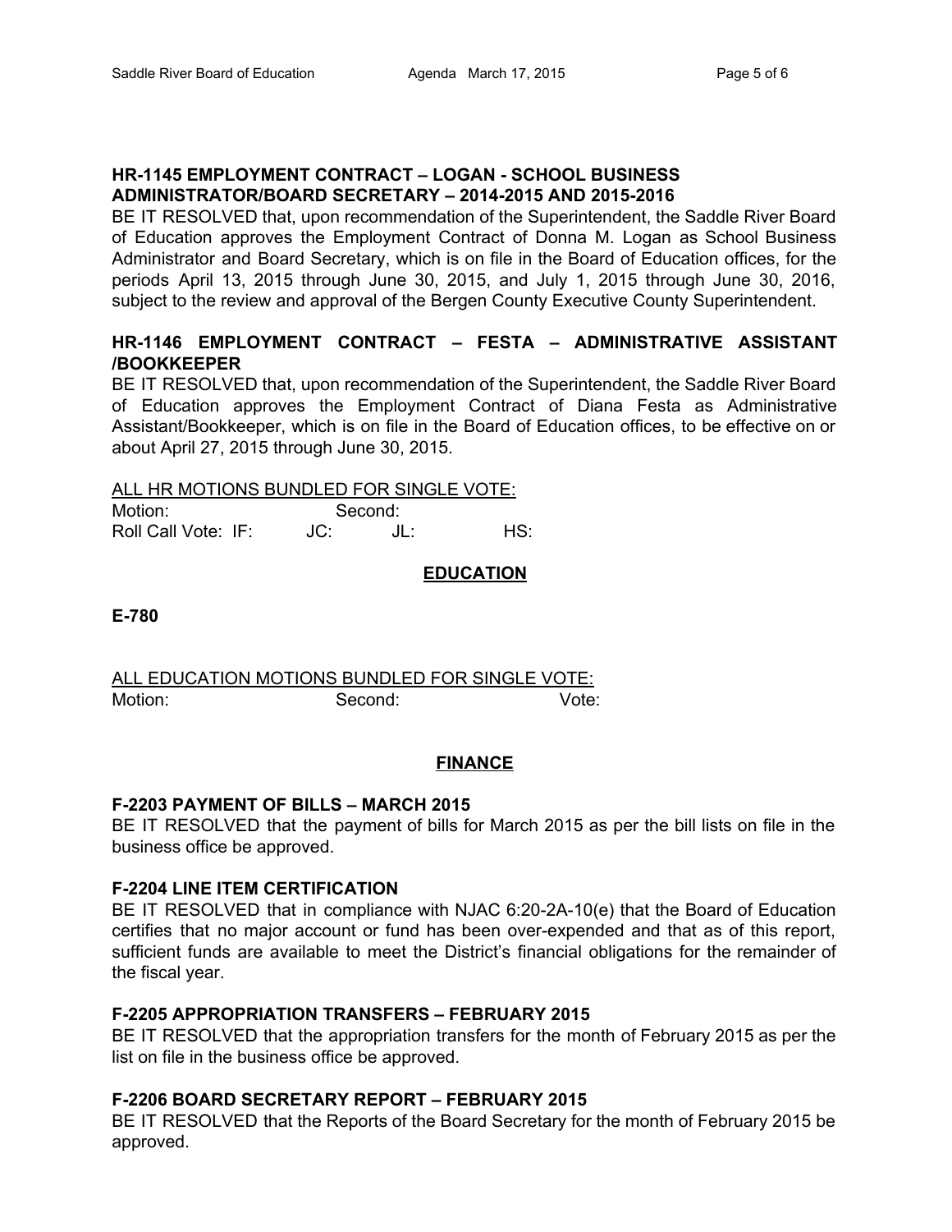**HR-1145 EMPLOYMENT CONTRACT – LOGAN - SCHOOL BUSINESS ADMINISTRATOR/BOARD SECRETARY – 2014-2015 AND 2015-2016**

BE IT RESOLVED that, upon recommendation of the Superintendent, the Saddle River Board of Education approves the Employment Contract of Donna M. Logan as School Business Administrator and Board Secretary, which is on file in the Board of Education offices, for the periods April 13, 2015 through June 30, 2015, and July 1, 2015 through June 30, 2016, subject to the review and approval of the Bergen County Executive County Superintendent.

**HR-1146 EMPLOYMENT CONTRACT – FESTA – ADMINISTRATIVE ASSISTANT /BOOKKEEPER**

BE IT RESOLVED that, upon recommendation of the Superintendent, the Saddle River Board of Education approves the Employment Contract of Diana Festa as Administrative Assistant/Bookkeeper, which is on file in the Board of Education offices, to be effective on or about April 27, 2015 through June 30, 2015.

ALL HR MOTIONS BUNDLED FOR SINGLE VOTE:

Motion: Second:

Roll Call Vote: IF: JC: JL: HS:

## EDUCATION

**E-780**

ALL EDUCATION MOTIONS BUNDLED FOR SINGLE VOTE:

Motion: Second: Vote:

## FINANCE

**F-2203 PAYMENT OF BILLS – MARCH 2015**

BE IT RESOLVED that the payment of bills for March 2015 as per the bill lists on file in the business office be approved.

**F-2204 LINE ITEM CERTIFICATION**

BE IT RESOLVED that in compliance with NJAC 6:20-2A-10(e) that the Board of Education certifies that no major account or fund has been over-expended and that as of this report, sufficient funds are available to meet the District's financial obligations for the remainder of the fiscal year.

**F-2205 APPROPRIATION TRANSFERS – FEBRUARY 2015**

BE IT RESOLVED that the appropriation transfers for the month of February 2015 as per the list on file in the business office be approved.

**F-2206 BOARD SECRETARY REPORT – FEBRUARY 2015**

BE IT RESOLVED that the Reports of the Board Secretary for the month of February 2015 be approved.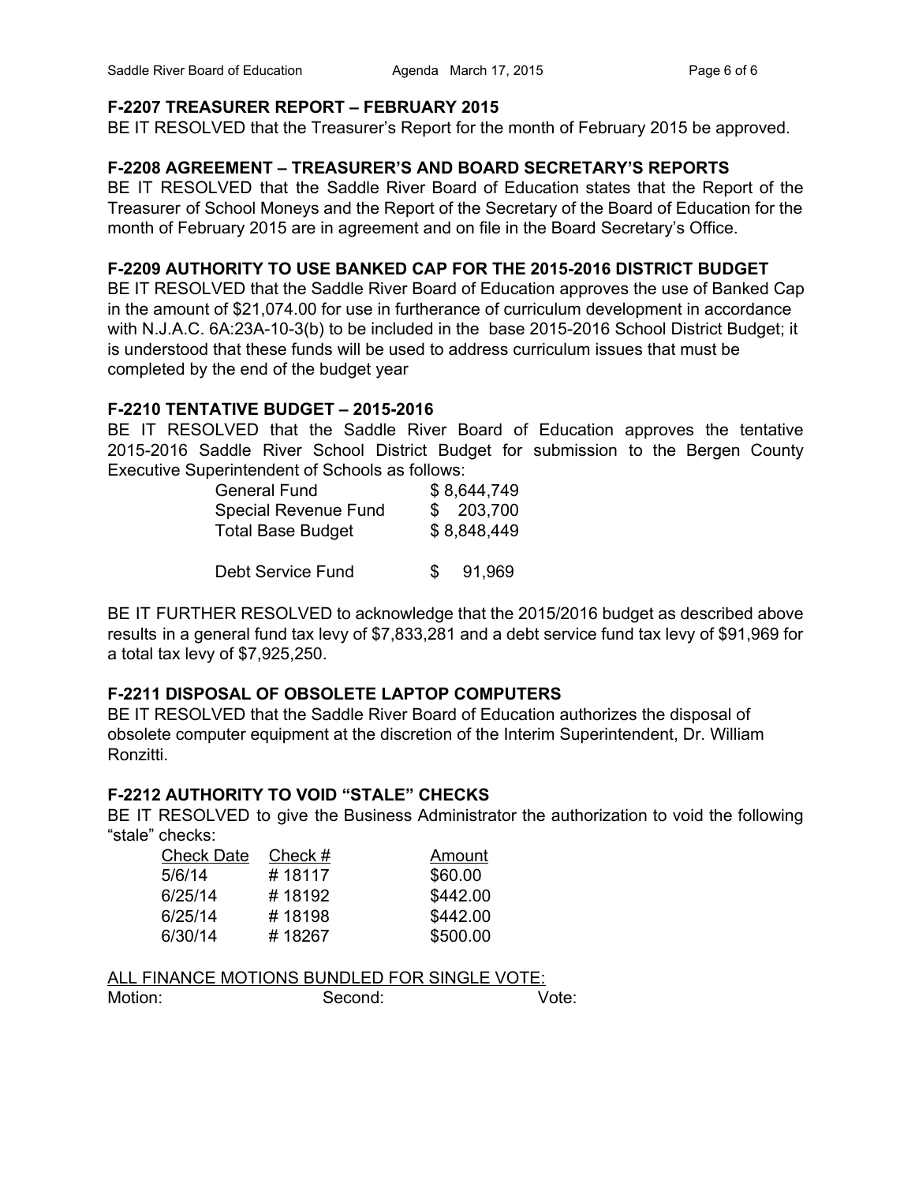**F-2207 TREASURER REPORT – FEBRUARY 2015**

BE IT RESOLVED that the Treasurer's Report for the month of February 2015 be approved.

**F-2208 AGREEMENT – TREASURER'S AND BOARD SECRETARY'S REPORTS**

BE IT RESOLVED that the Saddle River Board of Education states that the Report of the Treasurer of School Moneys and the Report of the Secretary of the Board of Education for the month of February 2015 are in agreement and on file in the Board Secretary's Office.

**F-2209 AUTHORITY TO USE BANKED CAP FOR THE 2015-2016 DISTRICT BUDGET**

BE IT RESOLVED that the Saddle River Board of Education approves the use of Banked Cap in the amount of $21,074.00 for use in furtherance of curriculum development in accordance with N.J.A.C. 6A:23A-10-3(b) to be included in the base 2015-2016 School District Budget; it is understood that these funds will be used to address curriculum issues that must be completed by the end of the budget year

**F-2210 TENTATIVE BUDGET – 2015-2016**

BE IT RESOLVED that the Saddle River Board of Education approves the tentative 2015-2016 Saddle River School District Budget for submission to the Bergen County Executive Superintendent of Schools as follows:

| | |
|---|---|
| General Fund | $ 8,644,749 |
| Special Revenue Fund | $ 203,700 |
| Total Base Budget | $ 8,848,449 |
| | |
| Debt Service Fund | $ 91,969 |

BE IT FURTHER RESOLVED to acknowledge that the 2015/2016 budget as described above results in a general fund tax levy of $7,833,281 and a debt service fund tax levy of $91,969 for a total tax levy of $7,925,250.

**F-2211 DISPOSAL OF OBSOLETE LAPTOP COMPUTERS**

BE IT RESOLVED that the Saddle River Board of Education authorizes the disposal of obsolete computer equipment at the discretion of the Interim Superintendent, Dr. William Ronzitti.

**F-2212 AUTHORITY TO VOID "STALE" CHECKS**

BE IT RESOLVED to give the Business Administrator the authorization to void the following "stale" checks:

| Check Date | Check # | Amount |
|---|---|---|
| 5/6/14 | # 18117 | $60.00 |
| 6/25/14 | # 18192 | $442.00 |
| 6/25/14 | # 18198 | $442.00 |
| 6/30/14 | # 18267 | $500.00 |

ALL FINANCE MOTIONS BUNDLED FOR SINGLE VOTE:

Motion: Second: Vote: